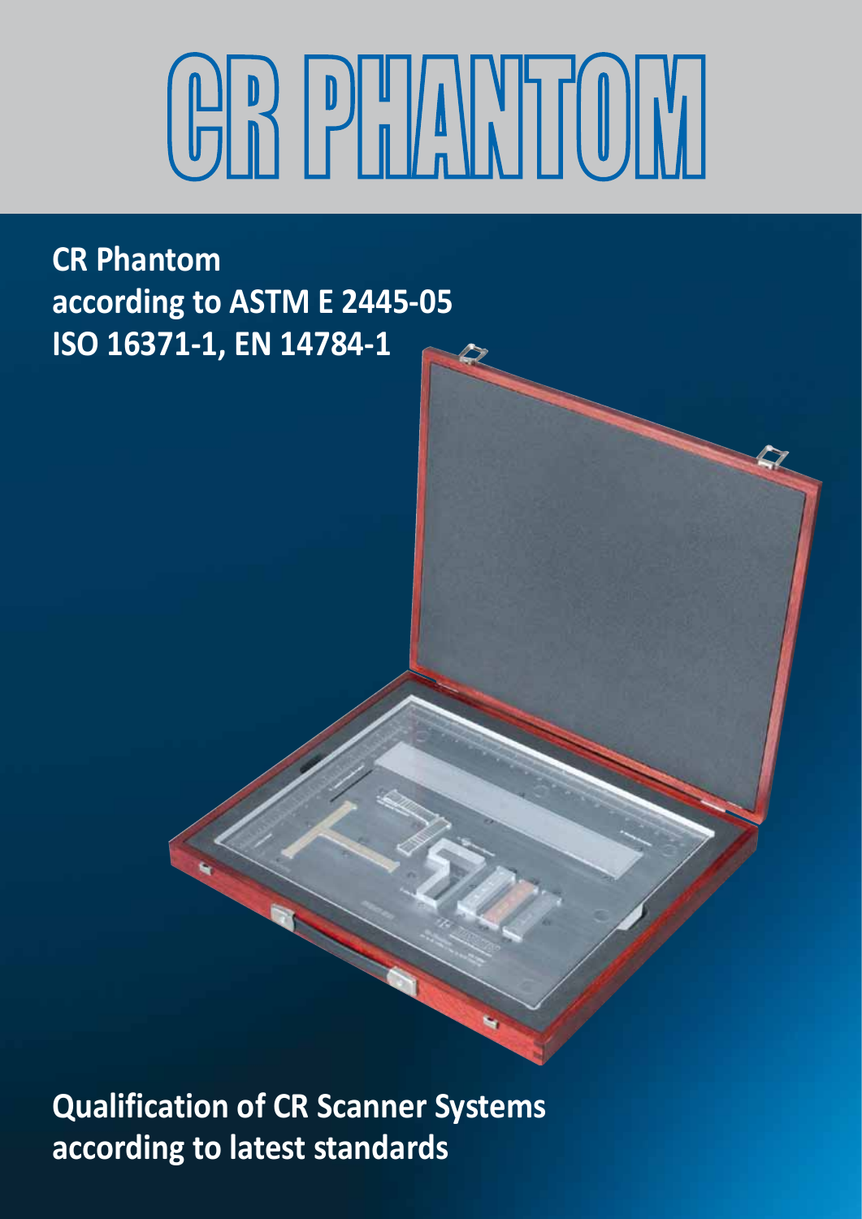# CR PHANTOM

**CR Phantom**
**according to ASTM E 2445-05**
**ISO 16371-1, EN 14784-1**

**Qualification of CR Scanner Systems**
**according to latest standards**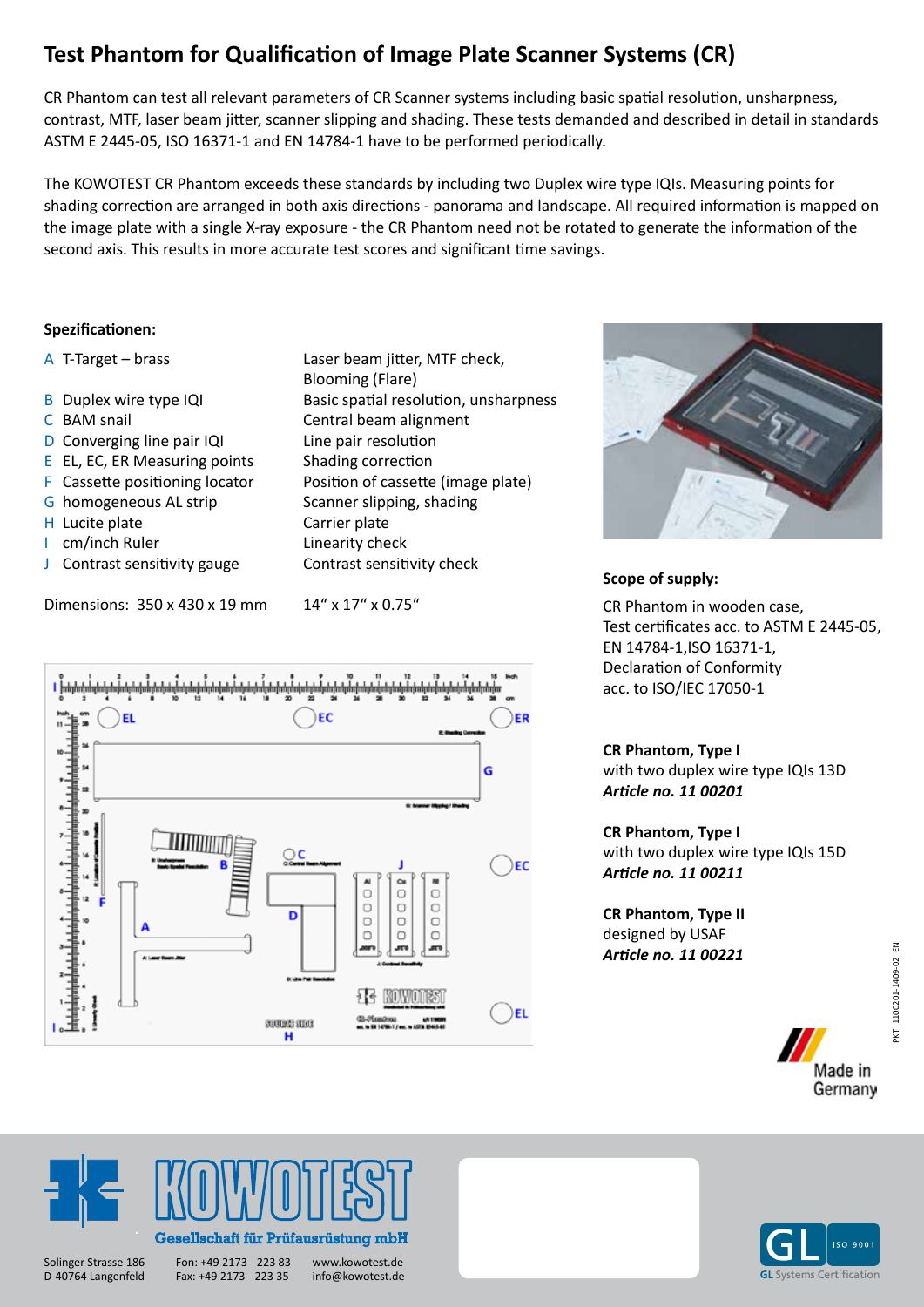# Test Phantom for Qualification of Image Plate Scanner Systems (CR)

CR Phantom can test all relevant parameters of CR Scanner systems including basic spatial resolution, unsharpness, contrast, MTF, laser beam jitter, scanner slipping and shading. These tests demanded and described in detail in standards ASTM E 2445-05, ISO 16371-1 and EN 14784-1 have to be performed periodically.

The KOWOTEST CR Phantom exceeds these standards by including two Duplex wire type IQIs. Measuring points for shading correction are arranged in both axis directions - panorama and landscape. All required information is mapped on the image plate with a single X-ray exposure - the CR Phantom need not be rotated to generate the information of the second axis. This results in more accurate test scores and significant time savings.

**Spezificationen:**

| | | |
|---|---|---|
| A | T-Target – brass | Laser beam jitter, MTF check, Blooming (Flare) |
| B | Duplex wire type IQI | Basic spatial resolution, unsharpness |
| C | BAM snail | Central beam alignment |
| D | Converging line pair IQI | Line pair resolution |
| E | EL, EC, ER Measuring points | Shading correction |
| F | Cassette positioning locator | Position of cassette (image plate) |
| G | homogeneous AL strip | Scanner slipping, shading |
| H | Lucite plate | Carrier plate |
| I | cm/inch Ruler | Linearity check |
| J | Contrast sensitivity gauge | Contrast sensitivity check |

Dimensions: 350 x 430 x 19 mm     14“ x 17“ x 0.75“

**Scope of supply:**

CR Phantom in wooden case,
Test certificates acc. to ASTM E 2445-05, EN 14784-1, ISO 16371-1,
Declaration of Conformity acc. to ISO/IEC 17050-1

**CR Phantom, Type I**
with two duplex wire type IQIs 13D
***Article no. 11 00201***

**CR Phantom, Type I**
with two duplex wire type IQIs 15D
***Article no. 11 00211***

**CR Phantom, Type II**
designed by USAF
***Article no. 11 00221***

Made in Germany

KOWOTEST
Gesellschaft für Prüfausrüstung mbH

Solinger Strasse 186
D-40764 Langenfeld

Fon: +49 2173 - 223 83
Fax: +49 2173 - 223 35

www.kowotest.de
info@kowotest.de

GL ISO 9001
GL Systems Certification

PKT_1100201-1409-02_EN